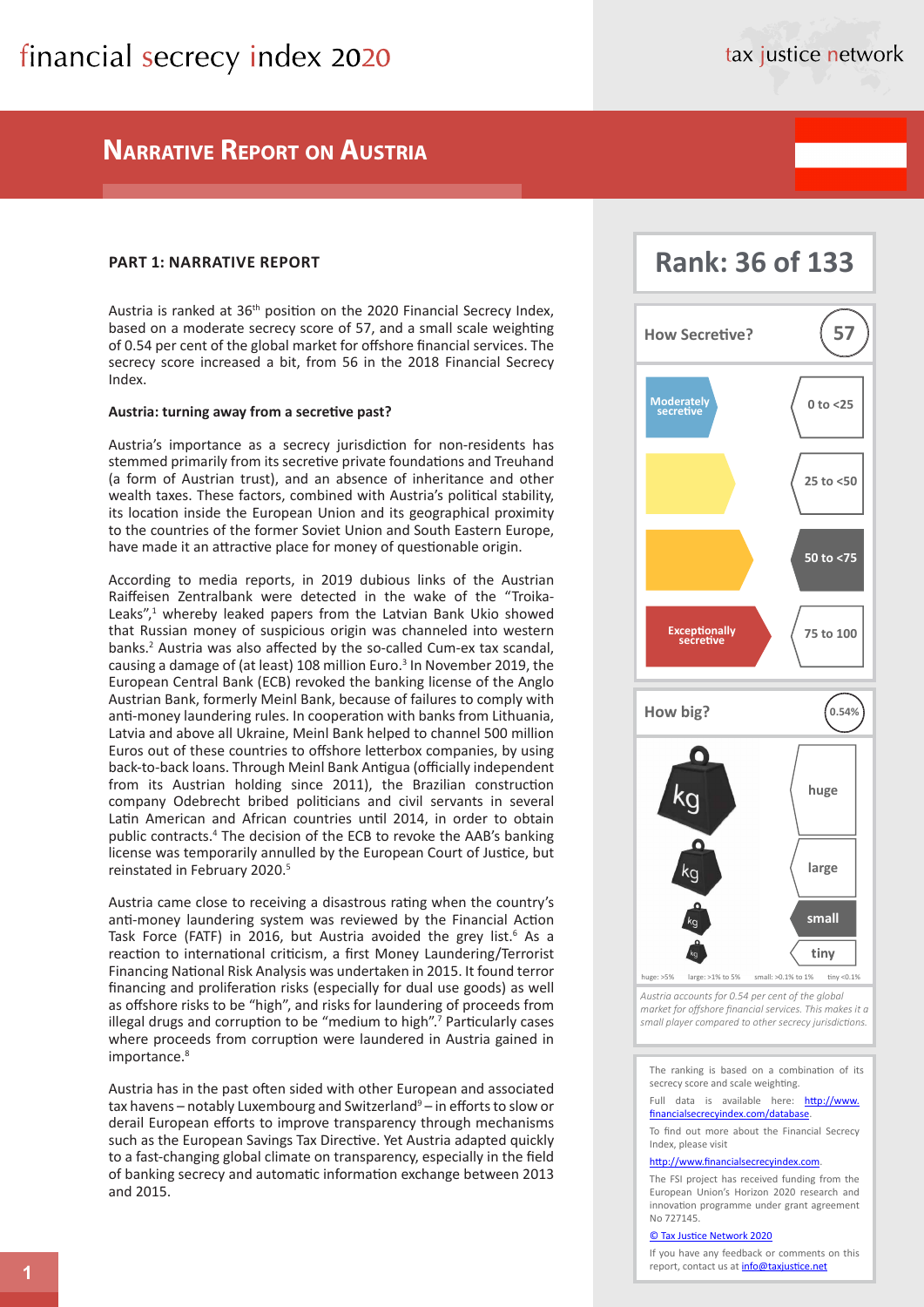# financial secrecy index 2020

tax justice network

## Narrative Report on Austria

### PART 1: NARRATIVE REPORT

Austria is ranked at 36th position on the 2020 Financial Secrecy Index, based on a moderate secrecy score of 57, and a small scale weighting of 0.54 per cent of the global market for offshore financial services. The secrecy score increased a bit, from 56 in the 2018 Financial Secrecy Index.

**Austria: turning away from a secretive past?**

Austria's importance as a secrecy jurisdiction for non-residents has stemmed primarily from its secretive private foundations and Treuhand (a form of Austrian trust), and an absence of inheritance and other wealth taxes. These factors, combined with Austria's political stability, its location inside the European Union and its geographical proximity to the countries of the former Soviet Union and South Eastern Europe, have made it an attractive place for money of questionable origin.

According to media reports, in 2019 dubious links of the Austrian Raiffeisen Zentralbank were detected in the wake of the "Troika-Leaks",[1] whereby leaked papers from the Latvian Bank Ukio showed that Russian money of suspicious origin was channeled into western banks.[2] Austria was also affected by the so-called Cum-ex tax scandal, causing a damage of (at least) 108 million Euro.[3] In November 2019, the European Central Bank (ECB) revoked the banking license of the Anglo Austrian Bank, formerly Meinl Bank, because of failures to comply with anti-money laundering rules. In cooperation with banks from Lithuania, Latvia and above all Ukraine, Meinl Bank helped to channel 500 million Euros out of these countries to offshore letterbox companies, by using back-to-back loans. Through Meinl Bank Antigua (officially independent from its Austrian holding since 2011), the Brazilian construction company Odebrecht bribed politicians and civil servants in several Latin American and African countries until 2014, in order to obtain public contracts.[4] The decision of the ECB to revoke the AAB's banking license was temporarily annulled by the European Court of Justice, but reinstated in February 2020.[5]

Austria came close to receiving a disastrous rating when the country's anti-money laundering system was reviewed by the Financial Action Task Force (FATF) in 2016, but Austria avoided the grey list.[6] As a reaction to international criticism, a first Money Laundering/Terrorist Financing National Risk Analysis was undertaken in 2015. It found terror financing and proliferation risks (especially for dual use goods) as well as offshore risks to be "high", and risks for laundering of proceeds from illegal drugs and corruption to be "medium to high".[7] Particularly cases where proceeds from corruption were laundered in Austria gained in importance.[8]

Austria has in the past often sided with other European and associated tax havens – notably Luxembourg and Switzerland[9] – in efforts to slow or derail European efforts to improve transparency through mechanisms such as the European Savings Tax Directive. Yet Austria adapted quickly to a fast-changing global climate on transparency, especially in the field of banking secrecy and automatic information exchange between 2013 and 2015.

---

**Rank: 36 of 133**

**How Secretive? 57**

| Category | Score range |
|---|---|
| Moderately secretive | 0 to <25 |
| | 25 to <50 |
| | **50 to <75** |
| Exceptionally secretive | 75 to 100 |

**How big? 0.54%**

- huge: >5%
- large: >1% to 5%
- **small: >0.1% to 1%**
- tiny: <0.1%

*Austria accounts for 0.54 per cent of the global market for offshore financial services. This makes it a small player compared to other secrecy jurisdictions.*

The ranking is based on a combination of its secrecy score and scale weighting.

Full data is available here: [http://www.financialsecrecyindex.com/database](http://www.financialsecrecyindex.com/database).

To find out more about the Financial Secrecy Index, please visit

[http://www.financialsecrecyindex.com](http://www.financialsecrecyindex.com).

The FSI project has received funding from the European Union's Horizon 2020 research and innovation programme under grant agreement No 727145.

© Tax Justice Network 2020

If you have any feedback or comments on this report, contact us at info@taxjustice.net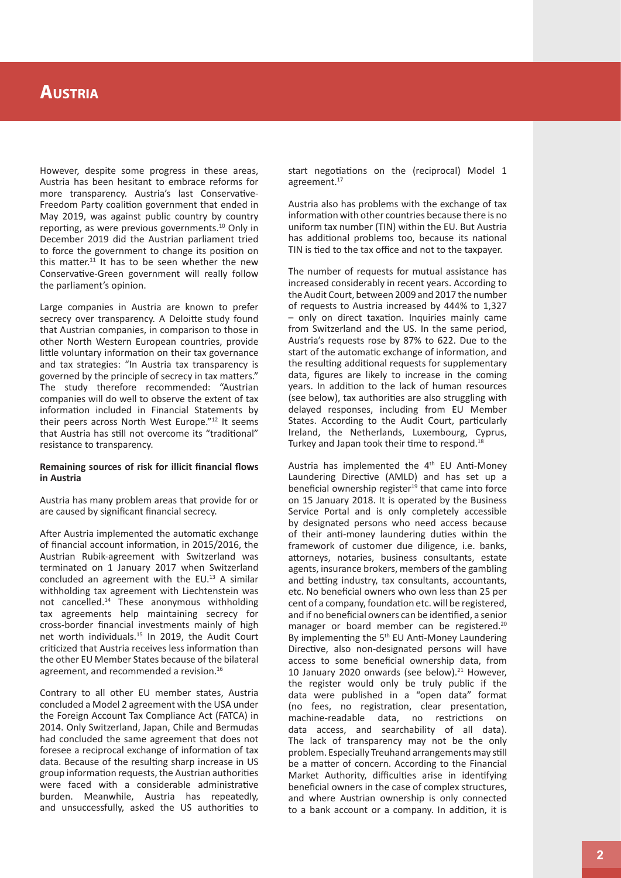However, despite some progress in these areas, Austria has been hesitant to embrace reforms for more transparency. Austria's last Conservative-Freedom Party coalition government that ended in May 2019, was against public country by country reporting, as were previous governments.[10] Only in December 2019 did the Austrian parliament tried to force the government to change its position on this matter.[11] It has to be seen whether the new Conservative-Green government will really follow the parliament's opinion.

Large companies in Austria are known to prefer secrecy over transparency. A Deloitte study found that Austrian companies, in comparison to those in other North Western European countries, provide little voluntary information on their tax governance and tax strategies: "In Austria tax transparency is governed by the principle of secrecy in tax matters." The study therefore recommended: "Austrian companies will do well to observe the extent of tax information included in Financial Statements by their peers across North West Europe."[12] It seems that Austria has still not overcome its "traditional" resistance to transparency.

**Remaining sources of risk for illicit financial flows in Austria**

Austria has many problem areas that provide for or are caused by significant financial secrecy.

After Austria implemented the automatic exchange of financial account information, in 2015/2016, the Austrian Rubik-agreement with Switzerland was terminated on 1 January 2017 when Switzerland concluded an agreement with the EU.[13] A similar withholding tax agreement with Liechtenstein was not cancelled.[14] These anonymous withholding tax agreements help maintaining secrecy for cross-border financial investments mainly of high net worth individuals.[15] In 2019, the Audit Court criticized that Austria receives less information than the other EU Member States because of the bilateral agreement, and recommended a revision.[16]

Contrary to all other EU member states, Austria concluded a Model 2 agreement with the USA under the Foreign Account Tax Compliance Act (FATCA) in 2014. Only Switzerland, Japan, Chile and Bermudas had concluded the same agreement that does not foresee a reciprocal exchange of information of tax data. Because of the resulting sharp increase in US group information requests, the Austrian authorities were faced with a considerable administrative burden. Meanwhile, Austria has repeatedly, and unsuccessfully, asked the US authorities to start negotiations on the (reciprocal) Model 1 agreement.[17]

Austria also has problems with the exchange of tax information with other countries because there is no uniform tax number (TIN) within the EU. But Austria has additional problems too, because its national TIN is tied to the tax office and not to the taxpayer.

The number of requests for mutual assistance has increased considerably in recent years. According to the Audit Court, between 2009 and 2017 the number of requests to Austria increased by 444% to 1,327 – only on direct taxation. Inquiries mainly came from Switzerland and the US. In the same period, Austria's requests rose by 87% to 622. Due to the start of the automatic exchange of information, and the resulting additional requests for supplementary data, figures are likely to increase in the coming years. In addition to the lack of human resources (see below), tax authorities are also struggling with delayed responses, including from EU Member States. According to the Audit Court, particularly Ireland, the Netherlands, Luxembourg, Cyprus, Turkey and Japan took their time to respond.[18]

Austria has implemented the 4th EU Anti-Money Laundering Directive (AMLD) and has set up a beneficial ownership register[19] that came into force on 15 January 2018. It is operated by the Business Service Portal and is only completely accessible by designated persons who need access because of their anti-money laundering duties within the framework of customer due diligence, i.e. banks, attorneys, notaries, business consultants, estate agents, insurance brokers, members of the gambling and betting industry, tax consultants, accountants, etc. No beneficial owners who own less than 25 per cent of a company, foundation etc. will be registered, and if no beneficial owners can be identified, a senior manager or board member can be registered.[20] By implementing the 5th EU Anti-Money Laundering Directive, also non-designated persons will have access to some beneficial ownership data, from 10 January 2020 onwards (see below).[21] However, the register would only be truly public if the data were published in a "open data" format (no fees, no registration, clear presentation, machine-readable data, no restrictions on data access, and searchability of all data). The lack of transparency may not be the only problem. Especially Treuhand arrangements may still be a matter of concern. According to the Financial Market Authority, difficulties arise in identifying beneficial owners in the case of complex structures, and where Austrian ownership is only connected to a bank account or a company. In addition, it is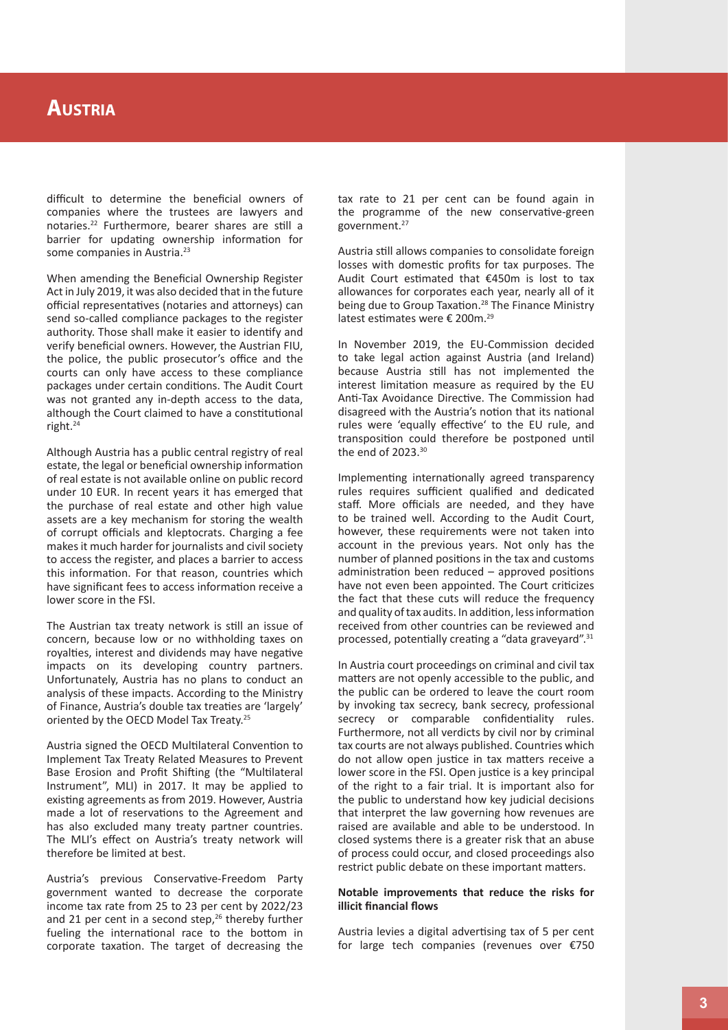# Austria

difficult to determine the beneficial owners of companies where the trustees are lawyers and notaries.[22] Furthermore, bearer shares are still a barrier for updating ownership information for some companies in Austria.[23]

When amending the Beneficial Ownership Register Act in July 2019, it was also decided that in the future official representatives (notaries and attorneys) can send so-called compliance packages to the register authority. Those shall make it easier to identify and verify beneficial owners. However, the Austrian FIU, the police, the public prosecutor's office and the courts can only have access to these compliance packages under certain conditions. The Audit Court was not granted any in-depth access to the data, although the Court claimed to have a constitutional right.[24]

Although Austria has a public central registry of real estate, the legal or beneficial ownership information of real estate is not available online on public record under 10 EUR. In recent years it has emerged that the purchase of real estate and other high value assets are a key mechanism for storing the wealth of corrupt officials and kleptocrats. Charging a fee makes it much harder for journalists and civil society to access the register, and places a barrier to access this information. For that reason, countries which have significant fees to access information receive a lower score in the FSI.

The Austrian tax treaty network is still an issue of concern, because low or no withholding taxes on royalties, interest and dividends may have negative impacts on its developing country partners. Unfortunately, Austria has no plans to conduct an analysis of these impacts. According to the Ministry of Finance, Austria's double tax treaties are 'largely' oriented by the OECD Model Tax Treaty.[25]

Austria signed the OECD Multilateral Convention to Implement Tax Treaty Related Measures to Prevent Base Erosion and Profit Shifting (the "Multilateral Instrument", MLI) in 2017. It may be applied to existing agreements as from 2019. However, Austria made a lot of reservations to the Agreement and has also excluded many treaty partner countries. The MLI's effect on Austria's treaty network will therefore be limited at best.

Austria's previous Conservative-Freedom Party government wanted to decrease the corporate income tax rate from 25 to 23 per cent by 2022/23 and 21 per cent in a second step,[26] thereby further fueling the international race to the bottom in corporate taxation. The target of decreasing the tax rate to 21 per cent can be found again in the programme of the new conservative-green government.[27]

Austria still allows companies to consolidate foreign losses with domestic profits for tax purposes. The Audit Court estimated that €450m is lost to tax allowances for corporates each year, nearly all of it being due to Group Taxation.[28] The Finance Ministry latest estimates were € 200m.[29]

In November 2019, the EU-Commission decided to take legal action against Austria (and Ireland) because Austria still has not implemented the interest limitation measure as required by the EU Anti-Tax Avoidance Directive. The Commission had disagreed with the Austria's notion that its national rules were 'equally effective' to the EU rule, and transposition could therefore be postponed until the end of 2023.[30]

Implementing internationally agreed transparency rules requires sufficient qualified and dedicated staff. More officials are needed, and they have to be trained well. According to the Audit Court, however, these requirements were not taken into account in the previous years. Not only has the number of planned positions in the tax and customs administration been reduced – approved positions have not even been appointed. The Court criticizes the fact that these cuts will reduce the frequency and quality of tax audits. In addition, less information received from other countries can be reviewed and processed, potentially creating a "data graveyard".[31]

In Austria court proceedings on criminal and civil tax matters are not openly accessible to the public, and the public can be ordered to leave the court room by invoking tax secrecy, bank secrecy, professional secrecy or comparable confidentiality rules. Furthermore, not all verdicts by civil nor by criminal tax courts are not always published. Countries which do not allow open justice in tax matters receive a lower score in the FSI. Open justice is a key principal of the right to a fair trial. It is important also for the public to understand how key judicial decisions that interpret the law governing how revenues are raised are available and able to be understood. In closed systems there is a greater risk that an abuse of process could occur, and closed proceedings also restrict public debate on these important matters.

**Notable improvements that reduce the risks for illicit financial flows**

Austria levies a digital advertising tax of 5 per cent for large tech companies (revenues over €750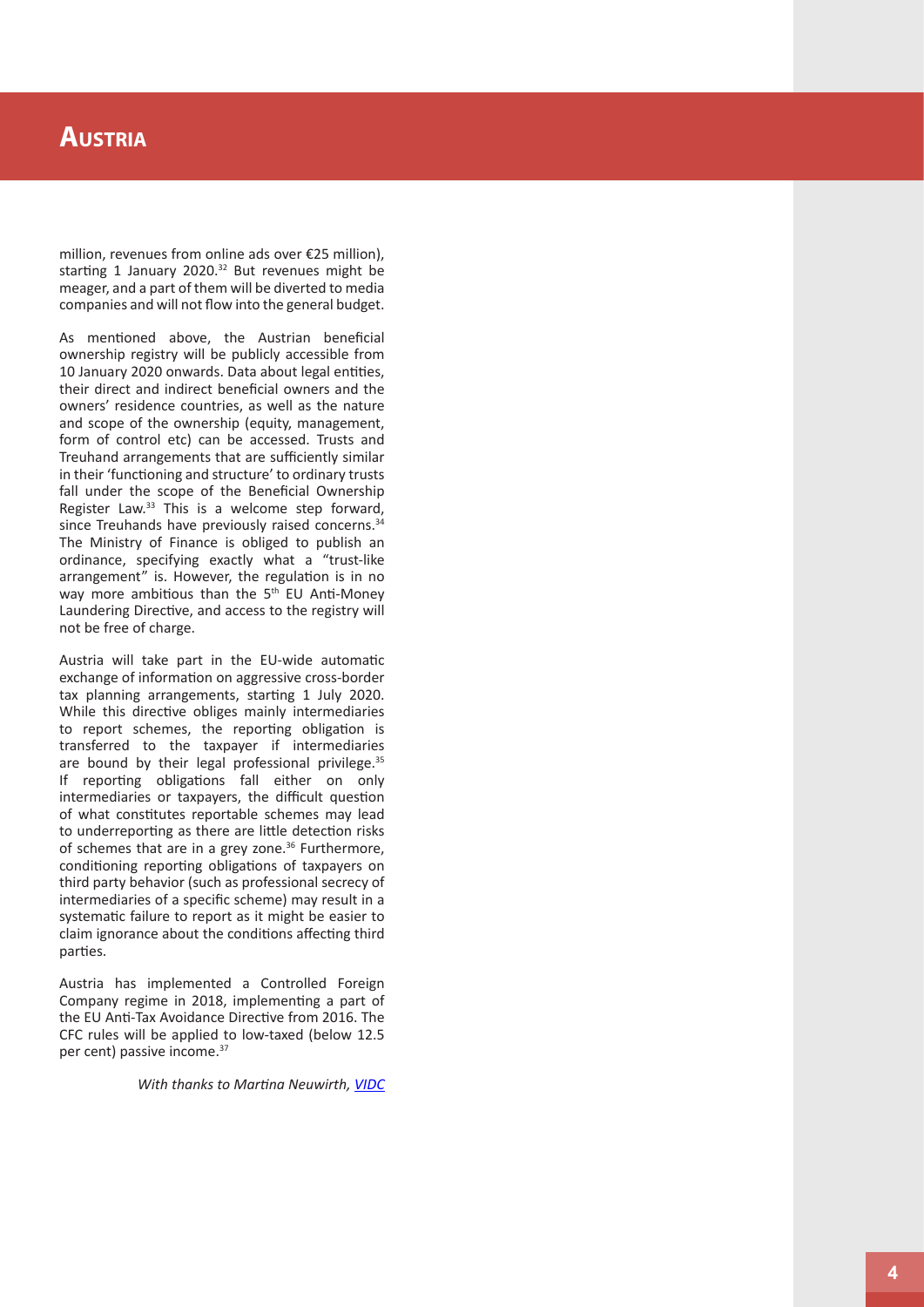# Austria

million, revenues from online ads over €25 million), starting 1 January 2020.[32] But revenues might be meager, and a part of them will be diverted to media companies and will not flow into the general budget.

As mentioned above, the Austrian beneficial ownership registry will be publicly accessible from 10 January 2020 onwards. Data about legal entities, their direct and indirect beneficial owners and the owners' residence countries, as well as the nature and scope of the ownership (equity, management, form of control etc) can be accessed. Trusts and Treuhand arrangements that are sufficiently similar in their 'functioning and structure' to ordinary trusts fall under the scope of the Beneficial Ownership Register Law.[33] This is a welcome step forward, since Treuhands have previously raised concerns.[34] The Ministry of Finance is obliged to publish an ordinance, specifying exactly what a "trust-like arrangement" is. However, the regulation is in no way more ambitious than the 5th EU Anti-Money Laundering Directive, and access to the registry will not be free of charge.

Austria will take part in the EU-wide automatic exchange of information on aggressive cross-border tax planning arrangements, starting 1 July 2020. While this directive obliges mainly intermediaries to report schemes, the reporting obligation is transferred to the taxpayer if intermediaries are bound by their legal professional privilege.[35] If reporting obligations fall either on only intermediaries or taxpayers, the difficult question of what constitutes reportable schemes may lead to underreporting as there are little detection risks of schemes that are in a grey zone.[36] Furthermore, conditioning reporting obligations of taxpayers on third party behavior (such as professional secrecy of intermediaries of a specific scheme) may result in a systematic failure to report as it might be easier to claim ignorance about the conditions affecting third parties.

Austria has implemented a Controlled Foreign Company regime in 2018, implementing a part of the EU Anti-Tax Avoidance Directive from 2016. The CFC rules will be applied to low-taxed (below 12.5 per cent) passive income.[37]

*With thanks to Martina Neuwirth, VIDC*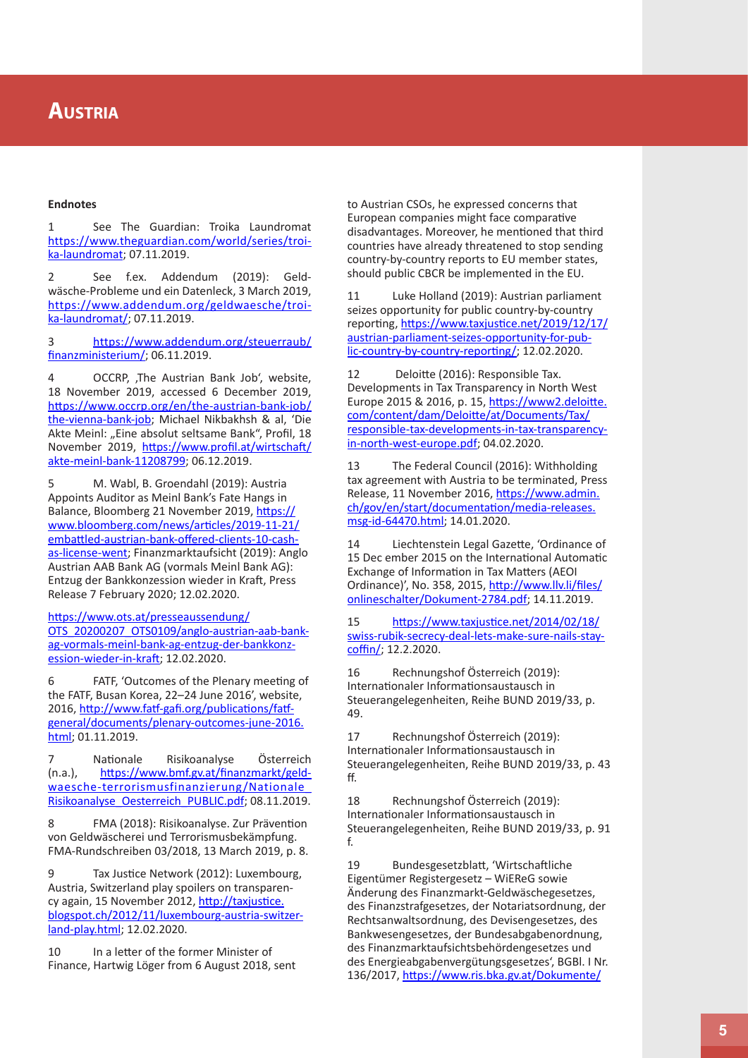# Austria

**Endnotes**

1 See The Guardian: Troika Laundromat https://www.theguardian.com/world/series/troika-laundromat; 07.11.2019.

2 See f.ex. Addendum (2019): Geldwäsche-Probleme und ein Datenleck, 3 March 2019, https://www.addendum.org/geldwaesche/troika-laundromat/; 07.11.2019.

3 https://www.addendum.org/steuerraub/finanzministerium/; 06.11.2019.

4 OCCRP, ‚The Austrian Bank Job', website, 18 November 2019, accessed 6 December 2019, https://www.occrp.org/en/the-austrian-bank-job/the-vienna-bank-job; Michael Nikbakhsh & al, 'Die Akte Meinl: „Eine absolut seltsame Bank", Profil, 18 November 2019, https://www.profil.at/wirtschaft/akte-meinl-bank-11208799; 06.12.2019.

5 M. Wabl, B. Groendahl (2019): Austria Appoints Auditor as Meinl Bank's Fate Hangs in Balance, Bloomberg 21 November 2019, https://www.bloomberg.com/news/articles/2019-11-21/embattled-austrian-bank-offered-clients-10-cash-as-license-went; Finanzmarktaufsicht (2019): Anglo Austrian AAB Bank AG (vormals Meinl Bank AG): Entzug der Bankkonzession wieder in Kraft, Press Release 7 February 2020; 12.02.2020.

https://www.ots.at/presseaussendung/OTS_20200207_OTS0109/anglo-austrian-aab-bank-ag-vormals-meinl-bank-ag-entzug-der-bankkonzession-wieder-in-kraft; 12.02.2020.

6 FATF, 'Outcomes of the Plenary meeting of the FATF, Busan Korea, 22–24 June 2016', website, 2016, http://www.fatf-gafi.org/publications/fatfgeneral/documents/plenary-outcomes-june-2016.html; 01.11.2019.

7 Nationale Risikoanalyse Österreich (n.a.), https://www.bmf.gv.at/finanzmarkt/geldwaesche-terrorismusfinanzierung/Nationale_Risikoanalyse_Oesterreich_PUBLIC.pdf; 08.11.2019.

8 FMA (2018): Risikoanalyse. Zur Prävention von Geldwäscherei und Terrorismusbekämpfung. FMA-Rundschreiben 03/2018, 13 March 2019, p. 8.

9 Tax Justice Network (2012): Luxembourg, Austria, Switzerland play spoilers on transparency again, 15 November 2012, http://taxjustice.blogspot.ch/2012/11/luxembourg-austria-switzerland-play.html; 12.02.2020.

10 In a letter of the former Minister of Finance, Hartwig Löger from 6 August 2018, sent to Austrian CSOs, he expressed concerns that European companies might face comparative disadvantages. Moreover, he mentioned that third countries have already threatened to stop sending country-by-country reports to EU member states, should public CBCR be implemented in the EU.

11 Luke Holland (2019): Austrian parliament seizes opportunity for public country-by-country reporting, https://www.taxjustice.net/2019/12/17/austrian-parliament-seizes-opportunity-for-public-country-by-country-reporting/; 12.02.2020.

12 Deloitte (2016): Responsible Tax. Developments in Tax Transparency in North West Europe 2015 & 2016, p. 15, https://www2.deloitte.com/content/dam/Deloitte/at/Documents/Tax/responsible-tax-developments-in-tax-transparency-in-north-west-europe.pdf; 04.02.2020.

13 The Federal Council (2016): Withholding tax agreement with Austria to be terminated, Press Release, 11 November 2016, https://www.admin.ch/gov/en/start/documentation/media-releases.msg-id-64470.html; 14.01.2020.

14 Liechtenstein Legal Gazette, 'Ordinance of 15 Dec ember 2015 on the International Automatic Exchange of Information in Tax Matters (AEOI Ordinance)', No. 358, 2015, http://www.llv.li/files/onlineschalter/Dokument-2784.pdf; 14.11.2019.

15 https://www.taxjustice.net/2014/02/18/swiss-rubik-secrecy-deal-lets-make-sure-nails-stay-coffin/; 12.2.2020.

16 Rechnungshof Österreich (2019): Internationaler Informationsaustausch in Steuerangelegenheiten, Reihe BUND 2019/33, p. 49.

17 Rechnungshof Österreich (2019): Internationaler Informationsaustausch in Steuerangelegenheiten, Reihe BUND 2019/33, p. 43 ff.

18 Rechnungshof Österreich (2019): Internationaler Informationsaustausch in Steuerangelegenheiten, Reihe BUND 2019/33, p. 91 f.

19 Bundesgesetzblatt, 'Wirtschaftliche Eigentümer Registergesetz – WiEReG sowie Änderung des Finanzmarkt-Geldwäschegesetzes, des Finanzstrafgesetzes, der Notariatsordnung, der Rechtsanwaltsordnung, des Devisengesetzes, des Bankwesengesetzes, der Bundesabgabenordnung, des Finanzmarktaufsichtsbehördengesetzes und des Energieabgabenvergütungsgesetzes', BGBl. I Nr. 136/2017, https://www.ris.bka.gv.at/Dokumente/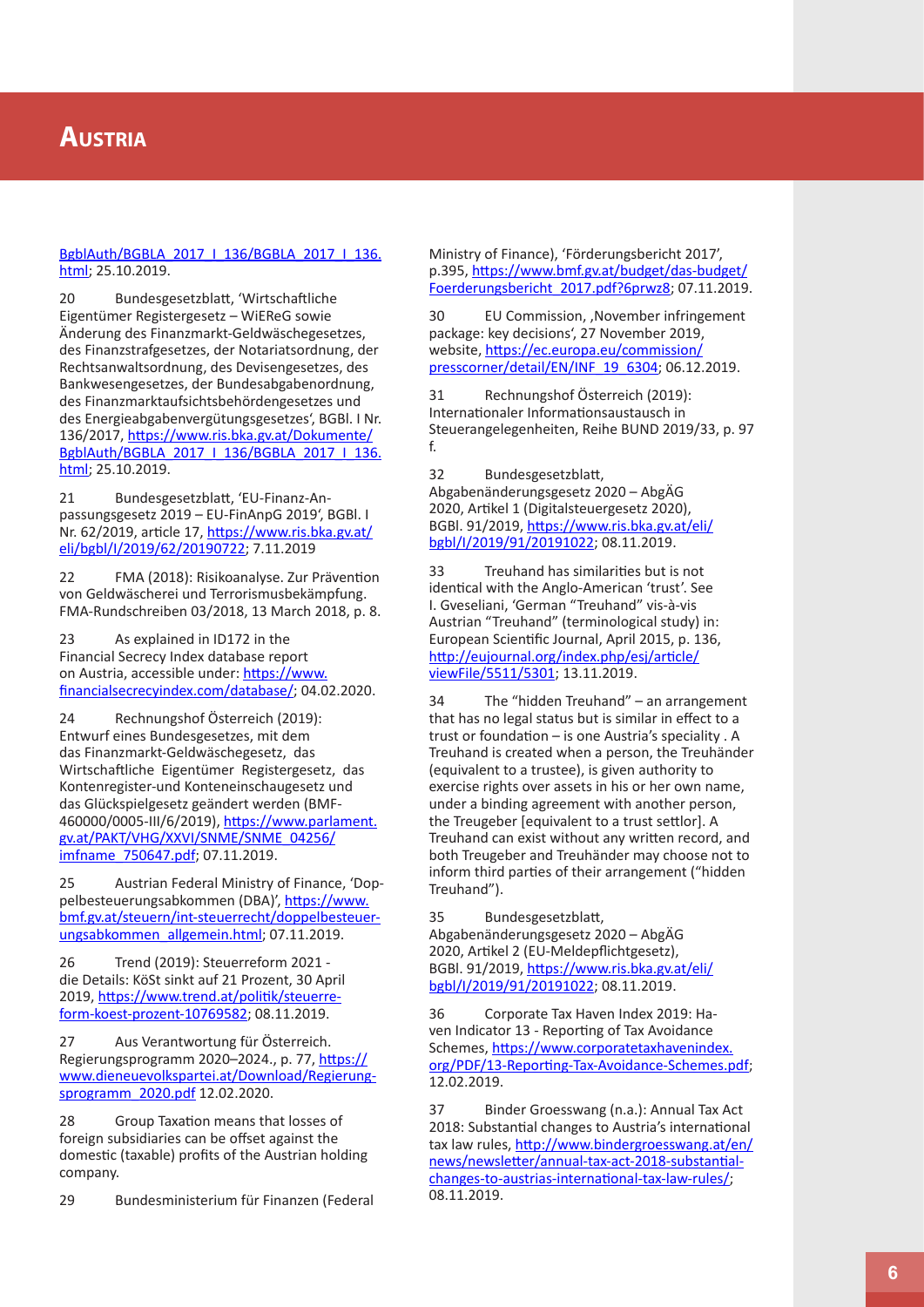BgblAuth/BGBLA_2017_I_136/BGBLA_2017_I_136.html; 25.10.2019.

20 Bundesgesetzblatt, 'Wirtschaftliche Eigentümer Registergesetz – WiEReG sowie Änderung des Finanzmarkt-Geldwäschegesetzes, des Finanzstrafgesetzes, der Notariatsordnung, der Rechtsanwaltsordnung, des Devisengesetzes, des Bankwesengesetzes, der Bundesabgabenordnung, des Finanzmarktaufsichtsbehördengesetzes und des Energieabgabenvergütungsgesetzes', BGBl. I Nr. 136/2017, https://www.ris.bka.gv.at/Dokumente/BgblAuth/BGBLA_2017_I_136/BGBLA_2017_I_136.html; 25.10.2019.

21 Bundesgesetzblatt, 'EU-Finanz-Anpassungsgesetz 2019 – EU-FinAnpG 2019', BGBl. I Nr. 62/2019, article 17, https://www.ris.bka.gv.at/eli/bgbl/I/2019/62/20190722; 7.11.2019

22 FMA (2018): Risikoanalyse. Zur Prävention von Geldwäscherei und Terrorismusbekämpfung. FMA-Rundschreiben 03/2018, 13 March 2018, p. 8.

23 As explained in ID172 in the Financial Secrecy Index database report on Austria, accessible under: https://www.financialsecrecyindex.com/database/; 04.02.2020.

24 Rechnungshof Österreich (2019): Entwurf eines Bundesgesetzes, mit dem das Finanzmarkt-Geldwäschegesetz, das Wirtschaftliche Eigentümer Registergesetz, das Kontenregister-und Konteneinschaugesetz und das Glückspielgesetz geändert werden (BMF-460000/0005-III/6/2019), https://www.parlament.gv.at/PAKT/VHG/XXVI/SNME/SNME_04256/imfname_750647.pdf; 07.11.2019.

25 Austrian Federal Ministry of Finance, 'Doppelbesteuerungsabkommen (DBA)', https://www.bmf.gv.at/steuern/int-steuerrecht/doppelbesteuerungsabkommen_allgemein.html; 07.11.2019.

26 Trend (2019): Steuerreform 2021 - die Details: KöSt sinkt auf 21 Prozent, 30 April 2019, https://www.trend.at/politik/steuerreform-koest-prozent-10769582; 08.11.2019.

27 Aus Verantwortung für Österreich. Regierungsprogramm 2020–2024., p. 77, https://www.dieneuevolkspartei.at/Download/Regierungsprogramm_2020.pdf 12.02.2020.

28 Group Taxation means that losses of foreign subsidiaries can be offset against the domestic (taxable) profits of the Austrian holding company.

29 Bundesministerium für Finanzen (Federal Ministry of Finance), 'Förderungsbericht 2017', p.395, https://www.bmf.gv.at/budget/das-budget/Foerderungsbericht_2017.pdf?6prwz8; 07.11.2019.

30 EU Commission, ,November infringement package: key decisions', 27 November 2019, website, https://ec.europa.eu/commission/presscorner/detail/EN/INF_19_6304; 06.12.2019.

31 Rechnungshof Österreich (2019): Internationaler Informationsaustausch in Steuerangelegenheiten, Reihe BUND 2019/33, p. 97 f.

32 Bundesgesetzblatt, Abgabenänderungsgesetz 2020 – AbgÄG 2020, Artikel 1 (Digitalsteuergesetz 2020), BGBl. 91/2019, https://www.ris.bka.gv.at/eli/bgbl/I/2019/91/20191022; 08.11.2019.

33 Treuhand has similarities but is not identical with the Anglo-American 'trust'. See I. Gveseliani, 'German "Treuhand" vis-à-vis Austrian "Treuhand" (terminological study) in: European Scientific Journal, April 2015, p. 136, http://eujournal.org/index.php/esj/article/viewFile/5511/5301; 13.11.2019.

34 The "hidden Treuhand" – an arrangement that has no legal status but is similar in effect to a trust or foundation – is one Austria's speciality . A Treuhand is created when a person, the Treuhänder (equivalent to a trustee), is given authority to exercise rights over assets in his or her own name, under a binding agreement with another person, the Treugeber [equivalent to a trust settlor]. A Treuhand can exist without any written record, and both Treugeber and Treuhänder may choose not to inform third parties of their arrangement ("hidden Treuhand").

35 Bundesgesetzblatt, Abgabenänderungsgesetz 2020 – AbgÄG 2020, Artikel 2 (EU-Meldepflichtgesetz), BGBl. 91/2019, https://www.ris.bka.gv.at/eli/bgbl/I/2019/91/20191022; 08.11.2019.

36 Corporate Tax Haven Index 2019: Haven Indicator 13 - Reporting of Tax Avoidance Schemes, https://www.corporatetaxhavenindex.org/PDF/13-Reporting-Tax-Avoidance-Schemes.pdf; 12.02.2019.

37 Binder Groesswang (n.a.): Annual Tax Act 2018: Substantial changes to Austria's international tax law rules, http://www.bindergroesswang.at/en/news/newsletter/annual-tax-act-2018-substantial-changes-to-austrias-international-tax-law-rules/; 08.11.2019.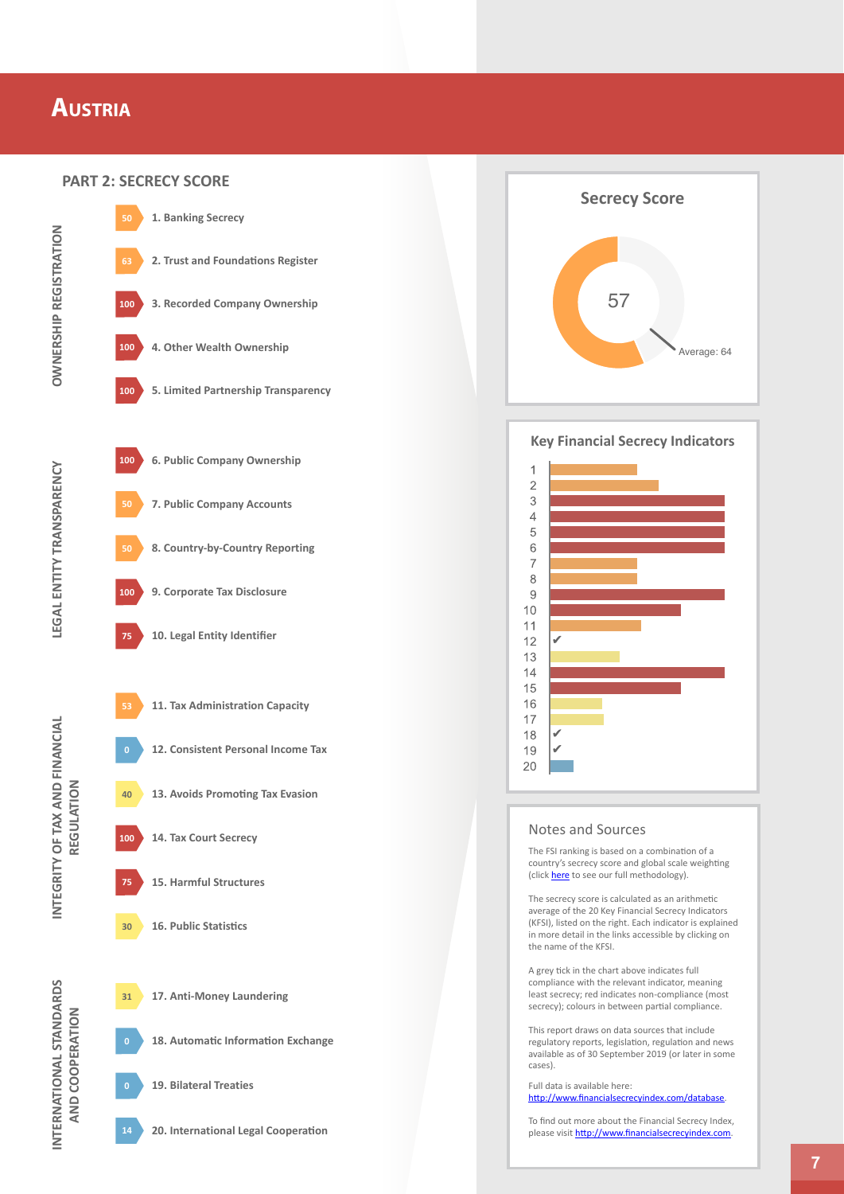# Austria

## PART 2: SECRECY SCORE

**OWNERSHIP REGISTRATION**

- 50 — **1. Banking Secrecy**
- 63 — **2. Trust and Foundations Register**
- 100 — **3. Recorded Company Ownership**
- 100 — **4. Other Wealth Ownership**
- 100 — **5. Limited Partnership Transparency**

**LEGAL ENTITY TRANSPARENCY**

- 100 — **6. Public Company Ownership**
- 50 — **7. Public Company Accounts**
- 50 — **8. Country-by-Country Reporting**
- 100 — **9. Corporate Tax Disclosure**
- 75 — **10. Legal Entity Identifier**

**INTEGRITY OF TAX AND FINANCIAL REGULATION**

- 53 — **11. Tax Administration Capacity**
- 0 — **12. Consistent Personal Income Tax**
- 40 — **13. Avoids Promoting Tax Evasion**
- 100 — **14. Tax Court Secrecy**
- 75 — **15. Harmful Structures**
- 30 — **16. Public Statistics**

**INTERNATIONAL STANDARDS AND COOPERATION**

- 31 — **17. Anti-Money Laundering**
- 0 — **18. Automatic Information Exchange**
- 0 — **19. Bilateral Treaties**
- 14 — **20. International Legal Cooperation**

### Secrecy Score

57

Average: 64

### Key Financial Secrecy Indicators

1 2 3 4 5 6 7 8 9 10 11 12 13 14 15 16 17 18 19 20

✔ ✔ ✔

### Notes and Sources

The FSI ranking is based on a combination of a country's secrecy score and global scale weighting (click here to see our full methodology).

The secrecy score is calculated as an arithmetic average of the 20 Key Financial Secrecy Indicators (KFSI), listed on the right. Each indicator is explained in more detail in the links accessible by clicking on the name of the KFSI.

A grey tick in the chart above indicates full compliance with the relevant indicator, meaning least secrecy; red indicates non-compliance (most secrecy); colours in between partial compliance.

This report draws on data sources that include regulatory reports, legislation, regulation and news available as of 30 September 2019 (or later in some cases).

Full data is available here: http://www.financialsecrecyindex.com/database.

To find out more about the Financial Secrecy Index, please visit http://www.financialsecrecyindex.com.